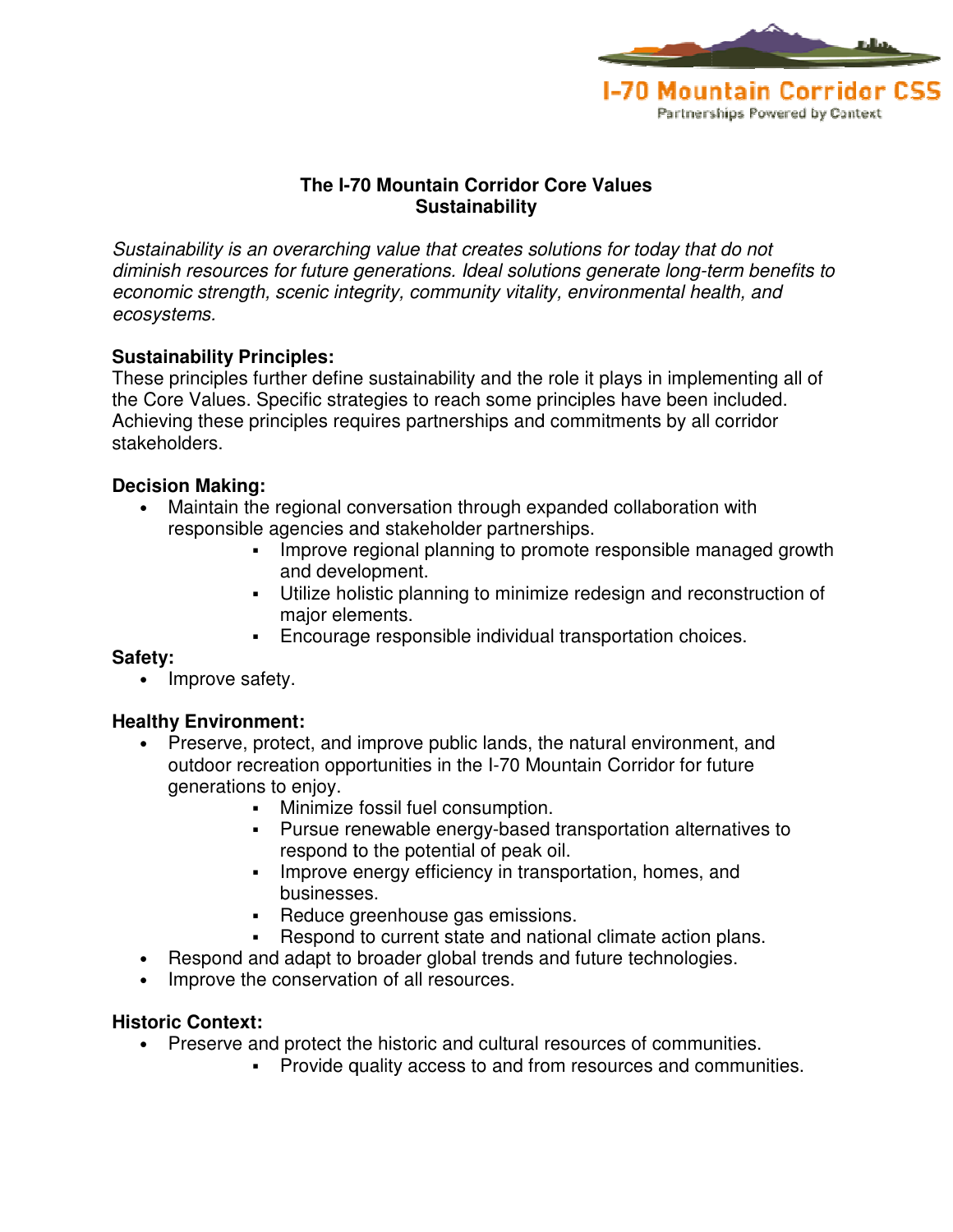I-70 Mountain Corridor CSS

Partnerships Powered by Context

# The I-70 Mountain Corridor Core Values
## Sustainability

*Sustainability is an overarching value that creates solutions for today that do not diminish resources for future generations. Ideal solutions generate long-term benefits to economic strength, scenic integrity, community vitality, environmental health, and ecosystems.*

### Sustainability Principles:

These principles further define sustainability and the role it plays in implementing all of the Core Values. Specific strategies to reach some principles have been included. Achieving these principles requires partnerships and commitments by all corridor stakeholders.

### Decision Making:

- Maintain the regional conversation through expanded collaboration with responsible agencies and stakeholder partnerships.
  - Improve regional planning to promote responsible managed growth and development.
  - Utilize holistic planning to minimize redesign and reconstruction of major elements.
  - Encourage responsible individual transportation choices.

### Safety:

- Improve safety.

### Healthy Environment:

- Preserve, protect, and improve public lands, the natural environment, and outdoor recreation opportunities in the I-70 Mountain Corridor for future generations to enjoy.
  - Minimize fossil fuel consumption.
  - Pursue renewable energy-based transportation alternatives to respond to the potential of peak oil.
  - Improve energy efficiency in transportation, homes, and businesses.
  - Reduce greenhouse gas emissions.
  - Respond to current state and national climate action plans.
- Respond and adapt to broader global trends and future technologies.
- Improve the conservation of all resources.

### Historic Context:

- Preserve and protect the historic and cultural resources of communities.
  - Provide quality access to and from resources and communities.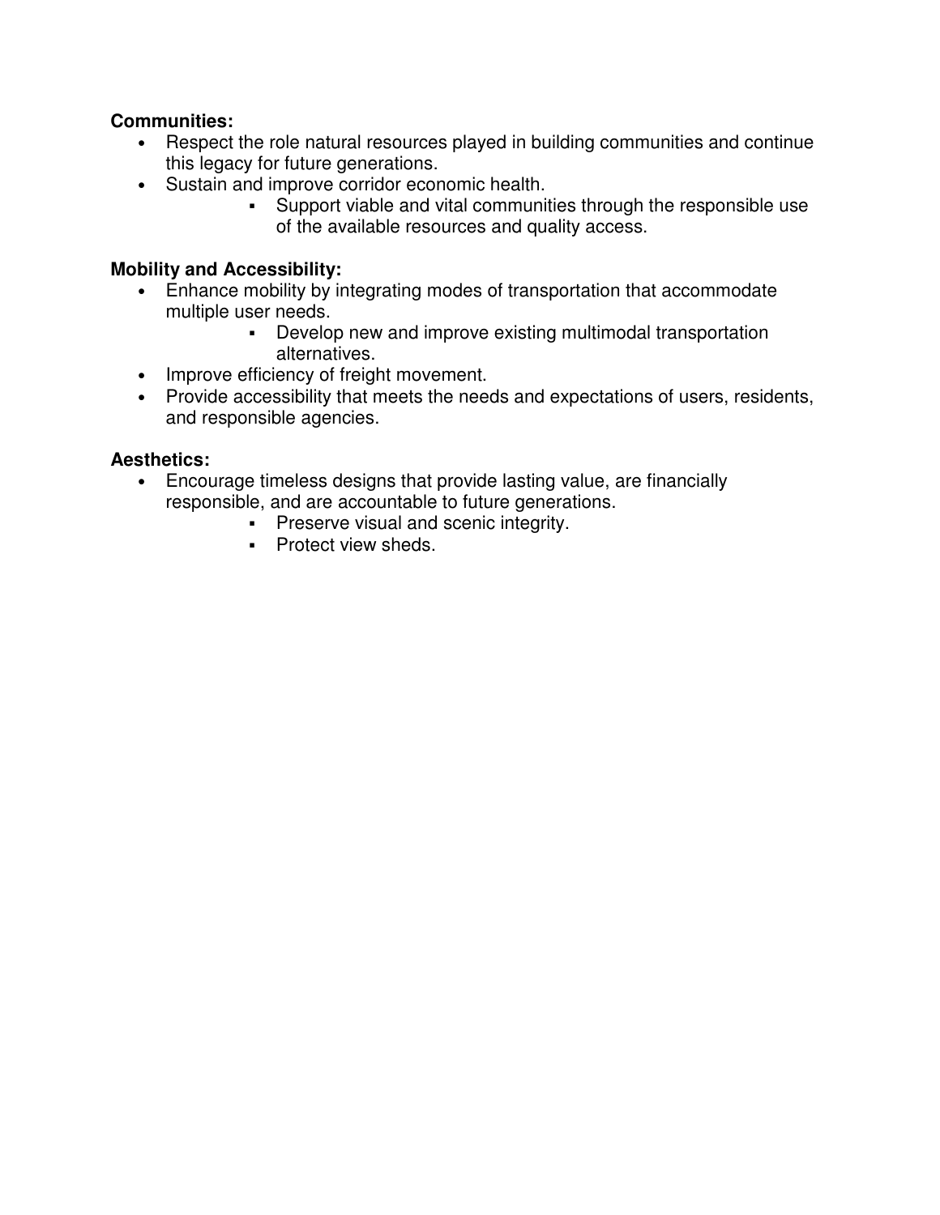**Communities:**

- Respect the role natural resources played in building communities and continue this legacy for future generations.
- Sustain and improve corridor economic health.
    - Support viable and vital communities through the responsible use of the available resources and quality access.

**Mobility and Accessibility:**

- Enhance mobility by integrating modes of transportation that accommodate multiple user needs.
    - Develop new and improve existing multimodal transportation alternatives.
- Improve efficiency of freight movement.
- Provide accessibility that meets the needs and expectations of users, residents, and responsible agencies.

**Aesthetics:**

- Encourage timeless designs that provide lasting value, are financially responsible, and are accountable to future generations.
    - Preserve visual and scenic integrity.
    - Protect view sheds.